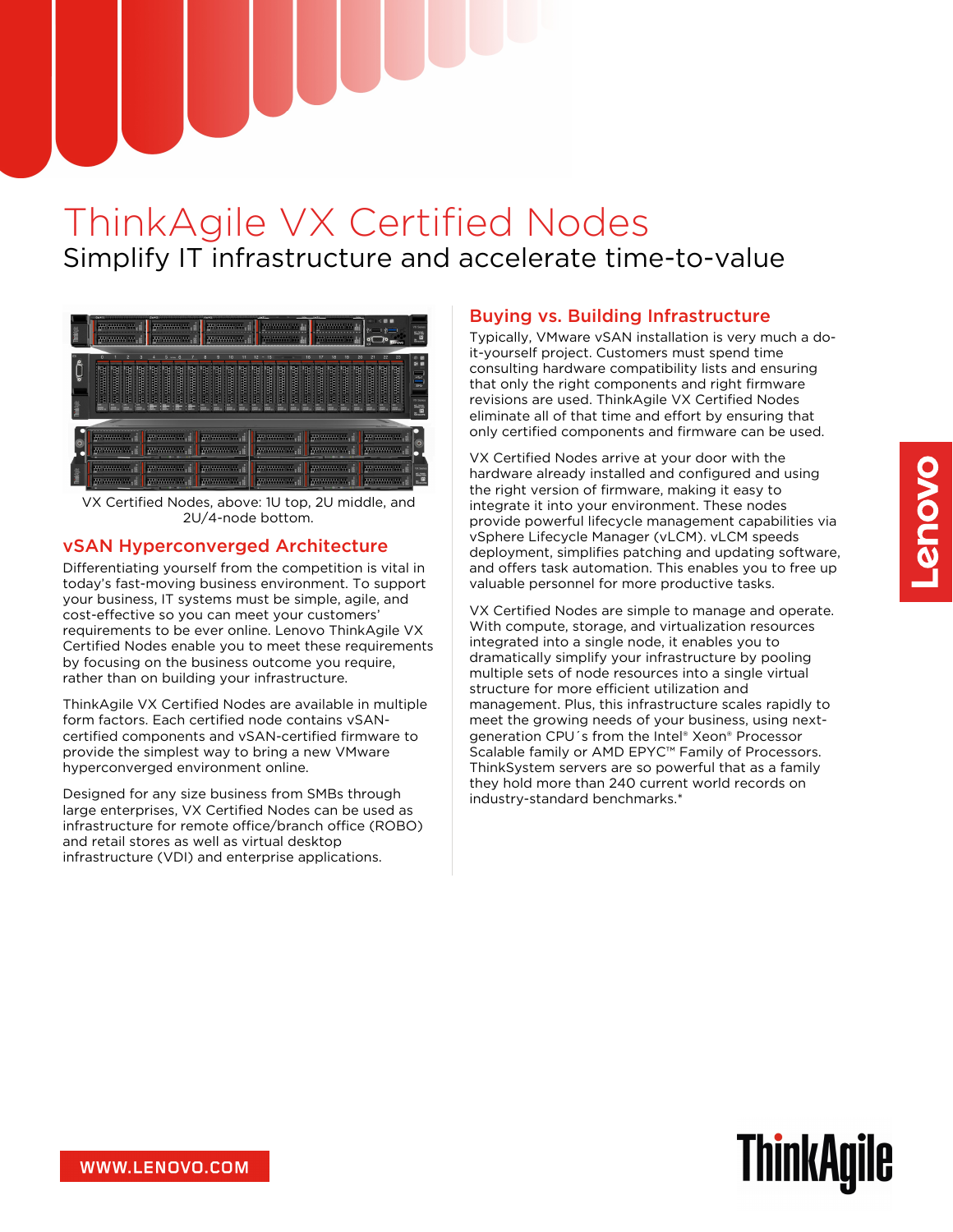# ThinkAgile VX Certified Nodes

Simplify IT infrastructure and accelerate time-to-value

VX Certified Nodes, above: 1U top, 2U middle, and 2U/4-node bottom.

## vSAN Hyperconverged Architecture

Differentiating yourself from the competition is vital in today's fast-moving business environment. To support your business, IT systems must be simple, agile, and cost-effective so you can meet your customers' requirements to be ever online. Lenovo ThinkAgile VX Certified Nodes enable you to meet these requirements by focusing on the business outcome you require, rather than on building your infrastructure.

ThinkAgile VX Certified Nodes are available in multiple form factors. Each certified node contains vSAN-certified components and vSAN-certified firmware to provide the simplest way to bring a new VMware hyperconverged environment online.

Designed for any size business from SMBs through large enterprises, VX Certified Nodes can be used as infrastructure for remote office/branch office (ROBO) and retail stores as well as virtual desktop infrastructure (VDI) and enterprise applications.

## Buying vs. Building Infrastructure

Typically, VMware vSAN installation is very much a do-it-yourself project. Customers must spend time consulting hardware compatibility lists and ensuring that only the right components and right firmware revisions are used. ThinkAgile VX Certified Nodes eliminate all of that time and effort by ensuring that only certified components and firmware can be used.

VX Certified Nodes arrive at your door with the hardware already installed and configured and using the right version of firmware, making it easy to integrate it into your environment. These nodes provide powerful lifecycle management capabilities via vSphere Lifecycle Manager (vLCM). vLCM speeds deployment, simplifies patching and updating software, and offers task automation. This enables you to free up valuable personnel for more productive tasks.

VX Certified Nodes are simple to manage and operate. With compute, storage, and virtualization resources integrated into a single node, it enables you to dramatically simplify your infrastructure by pooling multiple sets of node resources into a single virtual structure for more efficient utilization and management. Plus, this infrastructure scales rapidly to meet the growing needs of your business, using next-generation CPU´s from the Intel® Xeon® Processor Scalable family or AMD EPYC™ Family of Processors. ThinkSystem servers are so powerful that as a family they hold more than 240 current world records on industry-standard benchmarks.*

WWW.LENOVO.COM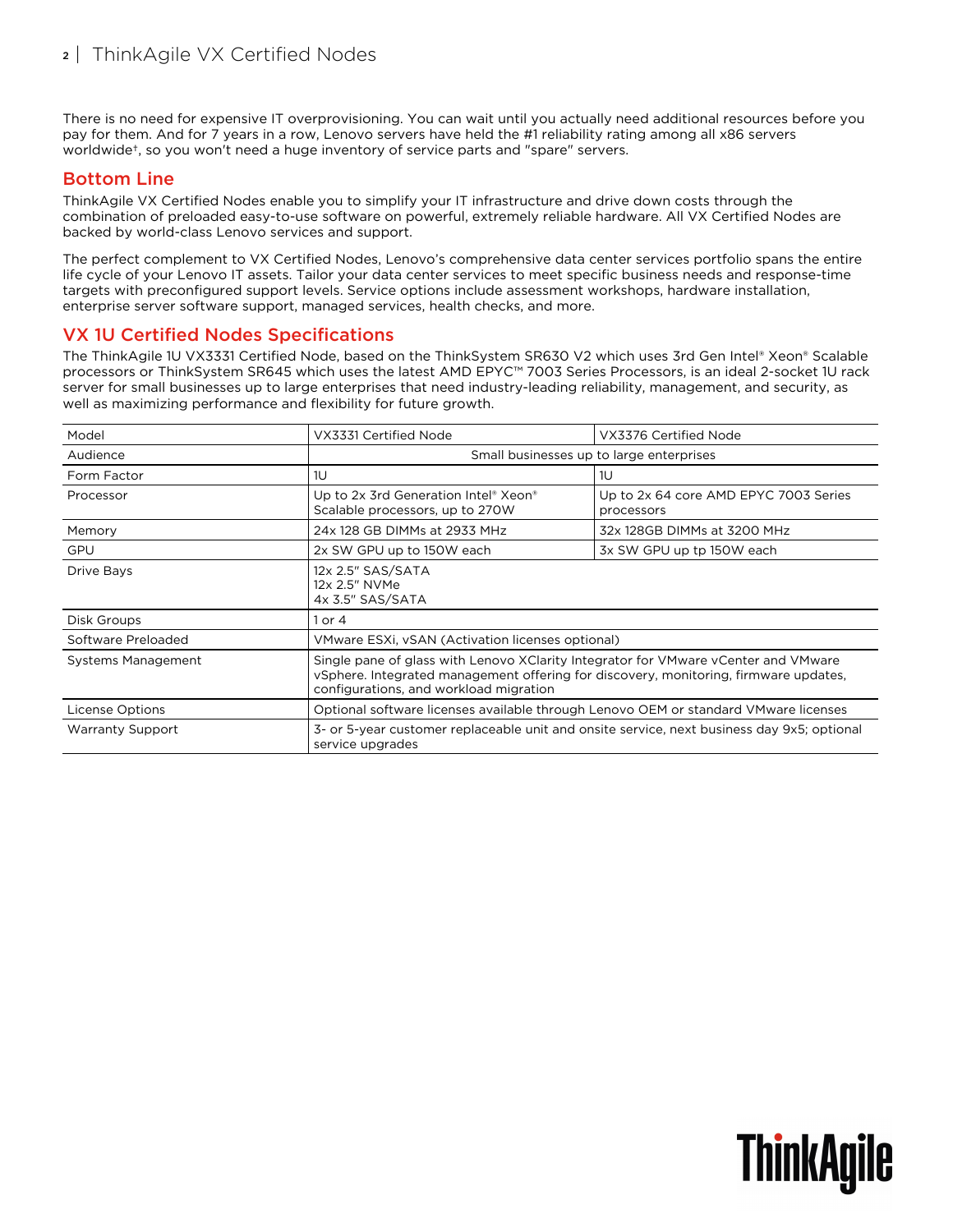There is no need for expensive IT overprovisioning. You can wait until you actually need additional resources before you pay for them. And for 7 years in a row, Lenovo servers have held the #1 reliability rating among all x86 servers worldwide†, so you won't need a huge inventory of service parts and "spare" servers.

## Bottom Line

ThinkAgile VX Certified Nodes enable you to simplify your IT infrastructure and drive down costs through the combination of preloaded easy-to-use software on powerful, extremely reliable hardware. All VX Certified Nodes are backed by world-class Lenovo services and support.

The perfect complement to VX Certified Nodes, Lenovo's comprehensive data center services portfolio spans the entire life cycle of your Lenovo IT assets. Tailor your data center services to meet specific business needs and response-time targets with preconfigured support levels. Service options include assessment workshops, hardware installation, enterprise server software support, managed services, health checks, and more.

## VX 1U Certified Nodes Specifications

The ThinkAgile 1U VX3331 Certified Node, based on the ThinkSystem SR630 V2 which uses 3rd Gen Intel® Xeon® Scalable processors or ThinkSystem SR645 which uses the latest AMD EPYC™ 7003 Series Processors, is an ideal 2-socket 1U rack server for small businesses up to large enterprises that need industry-leading reliability, management, and security, as well as maximizing performance and flexibility for future growth.

| Model | VX3331 Certified Node | VX3376 Certified Node |
|---|---|---|
| Audience | Small businesses up to large enterprises | |
| Form Factor | 1U | 1U |
| Processor | Up to 2x 3rd Generation Intel® Xeon® Scalable processors, up to 270W | Up to 2x 64 core AMD EPYC 7003 Series processors |
| Memory | 24x 128 GB DIMMs at 2933 MHz | 32x 128GB DIMMs at 3200 MHz |
| GPU | 2x SW GPU up to 150W each | 3x SW GPU up tp 150W each |
| Drive Bays | 12x 2.5" SAS/SATA<br>12x 2.5" NVMe<br>4x 3.5" SAS/SATA | |
| Disk Groups | 1 or 4 | |
| Software Preloaded | VMware ESXi, vSAN (Activation licenses optional) | |
| Systems Management | Single pane of glass with Lenovo XClarity Integrator for VMware vCenter and VMware vSphere. Integrated management offering for discovery, monitoring, firmware updates, configurations, and workload migration | |
| License Options | Optional software licenses available through Lenovo OEM or standard VMware licenses | |
| Warranty Support | 3- or 5-year customer replaceable unit and onsite service, next business day 9x5; optional service upgrades | |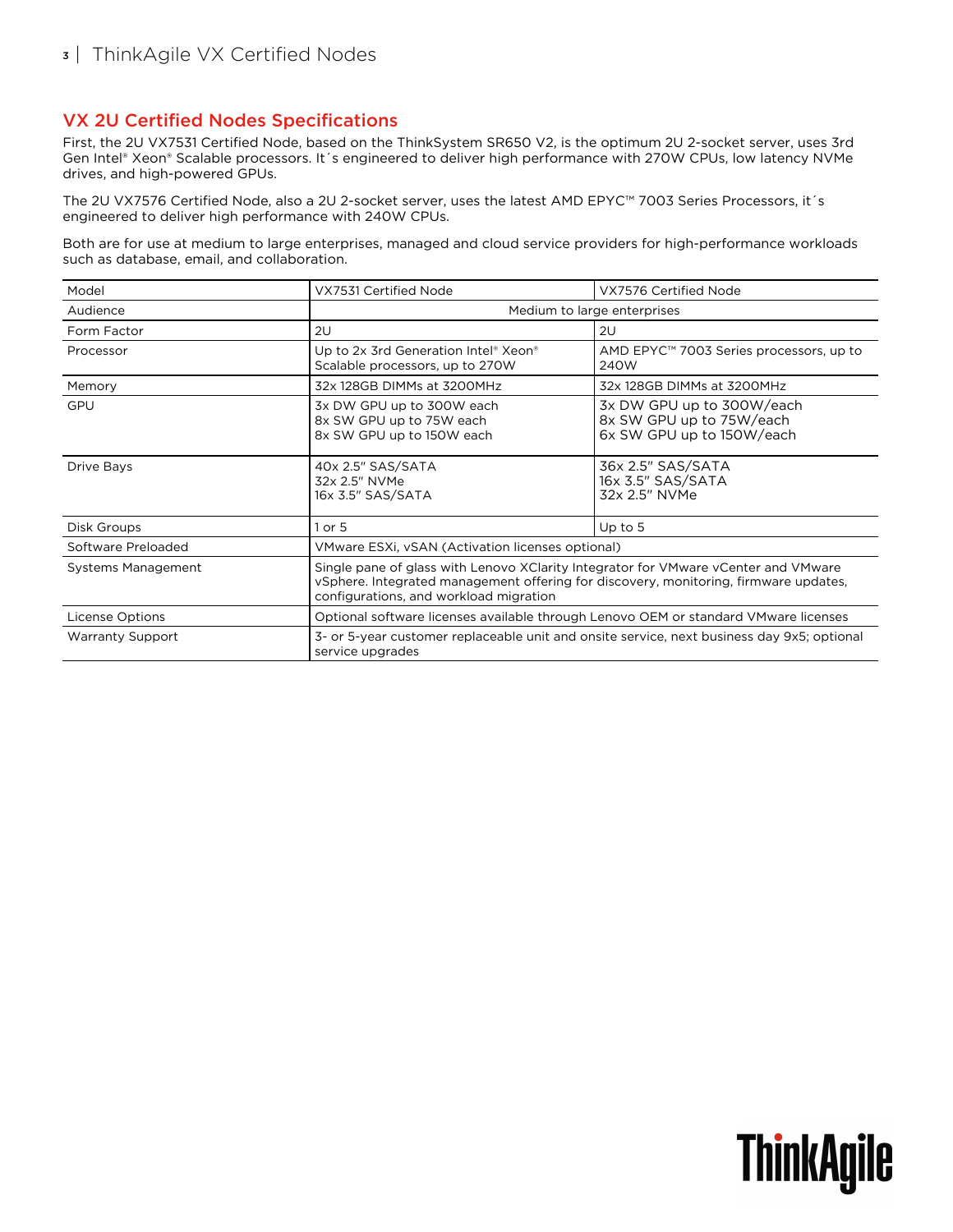## VX 2U Certified Nodes Specifications

First, the 2U VX7531 Certified Node, based on the ThinkSystem SR650 V2, is the optimum 2U 2-socket server, uses 3rd Gen Intel® Xeon® Scalable processors. It´s engineered to deliver high performance with 270W CPUs, low latency NVMe drives, and high-powered GPUs.

The 2U VX7576 Certified Node, also a 2U 2-socket server, uses the latest AMD EPYC™ 7003 Series Processors, it´s engineered to deliver high performance with 240W CPUs.

Both are for use at medium to large enterprises, managed and cloud service providers for high-performance workloads such as database, email, and collaboration.

| Model | VX7531 Certified Node | VX7576 Certified Node |
|---|---|---|
| Audience | Medium to large enterprises | |
| Form Factor | 2U | 2U |
| Processor | Up to 2x 3rd Generation Intel® Xeon® Scalable processors, up to 270W | AMD EPYC™ 7003 Series processors, up to 240W |
| Memory | 32x 128GB DIMMs at 3200MHz | 32x 128GB DIMMs at 3200MHz |
| GPU | 3x DW GPU up to 300W each<br>8x SW GPU up to 75W each<br>8x SW GPU up to 150W each | 3x DW GPU up to 300W/each<br>8x SW GPU up to 75W/each<br>6x SW GPU up to 150W/each |
| Drive Bays | 40x 2.5" SAS/SATA<br>32x 2.5" NVMe<br>16x 3.5" SAS/SATA | 36x 2.5" SAS/SATA<br>16x 3.5" SAS/SATA<br>32x 2.5" NVMe |
| Disk Groups | 1 or 5 | Up to 5 |
| Software Preloaded | VMware ESXi, vSAN (Activation licenses optional) | |
| Systems Management | Single pane of glass with Lenovo XClarity Integrator for VMware vCenter and VMware vSphere. Integrated management offering for discovery, monitoring, firmware updates, configurations, and workload migration | |
| License Options | Optional software licenses available through Lenovo OEM or standard VMware licenses | |
| Warranty Support | 3- or 5-year customer replaceable unit and onsite service, next business day 9x5; optional service upgrades | |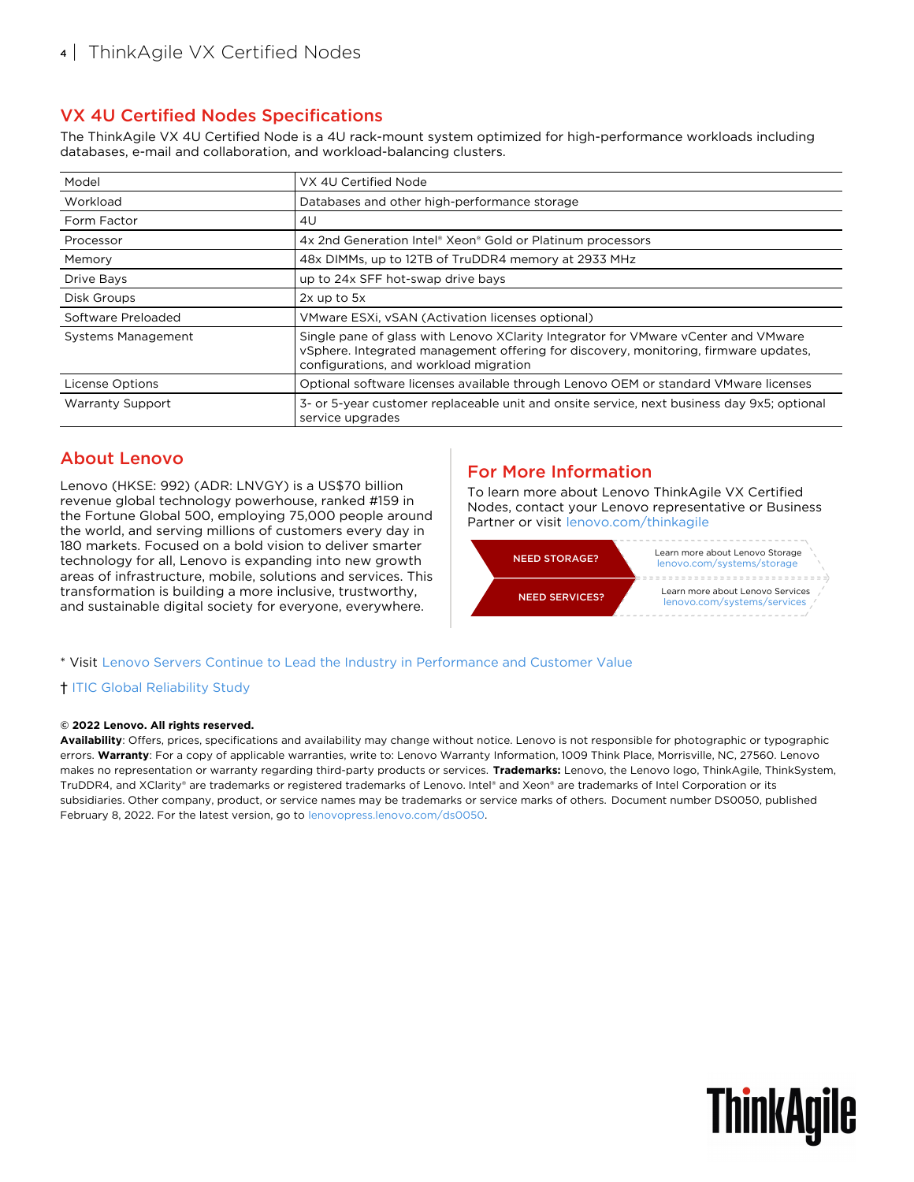## VX 4U Certified Nodes Specifications

The ThinkAgile VX 4U Certified Node is a 4U rack-mount system optimized for high-performance workloads including databases, e-mail and collaboration, and workload-balancing clusters.

| | |
|---|---|
| Model | VX 4U Certified Node |
| Workload | Databases and other high-performance storage |
| Form Factor | 4U |
| Processor | 4x 2nd Generation Intel® Xeon® Gold or Platinum processors |
| Memory | 48x DIMMs, up to 12TB of TruDDR4 memory at 2933 MHz |
| Drive Bays | up to 24x SFF hot-swap drive bays |
| Disk Groups | 2x up to 5x |
| Software Preloaded | VMware ESXi, vSAN (Activation licenses optional) |
| Systems Management | Single pane of glass with Lenovo XClarity Integrator for VMware vCenter and VMware vSphere. Integrated management offering for discovery, monitoring, firmware updates, configurations, and workload migration |
| License Options | Optional software licenses available through Lenovo OEM or standard VMware licenses |
| Warranty Support | 3- or 5-year customer replaceable unit and onsite service, next business day 9x5; optional service upgrades |

## About Lenovo

Lenovo (HKSE: 992) (ADR: LNVGY) is a US$70 billion revenue global technology powerhouse, ranked #159 in the Fortune Global 500, employing 75,000 people around the world, and serving millions of customers every day in 180 markets. Focused on a bold vision to deliver smarter technology for all, Lenovo is expanding into new growth areas of infrastructure, mobile, solutions and services. This transformation is building a more inclusive, trustworthy, and sustainable digital society for everyone, everywhere.

## For More Information

To learn more about Lenovo ThinkAgile VX Certified Nodes, contact your Lenovo representative or Business Partner or visit lenovo.com/thinkagile

**NEED STORAGE?** Learn more about Lenovo Storage lenovo.com/systems/storage

**NEED SERVICES?** Learn more about Lenovo Services lenovo.com/systems/services

* Visit Lenovo Servers Continue to Lead the Industry in Performance and Customer Value

† ITIC Global Reliability Study

**© 2022 Lenovo. All rights reserved.**

**Availability**: Offers, prices, specifications and availability may change without notice. Lenovo is not responsible for photographic or typographic errors. **Warranty**: For a copy of applicable warranties, write to: Lenovo Warranty Information, 1009 Think Place, Morrisville, NC, 27560. Lenovo makes no representation or warranty regarding third-party products or services. **Trademarks:** Lenovo, the Lenovo logo, ThinkAgile, ThinkSystem, TruDDR4, and XClarity® are trademarks or registered trademarks of Lenovo. Intel® and Xeon® are trademarks of Intel Corporation or its subsidiaries. Other company, product, or service names may be trademarks or service marks of others. Document number DS0050, published February 8, 2022. For the latest version, go to lenovopress.lenovo.com/ds0050.

ThinkAgile